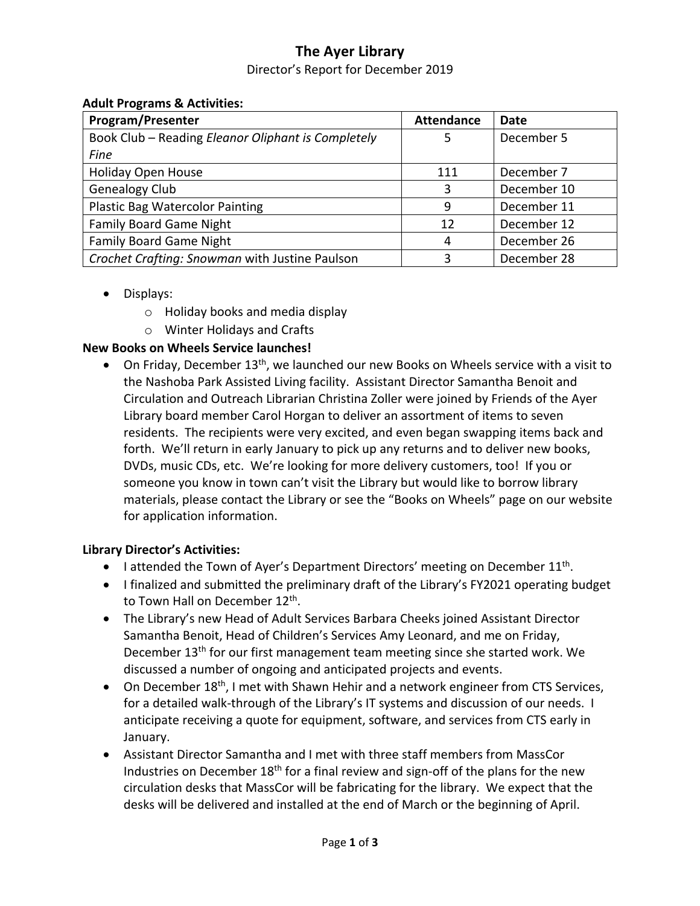# The Ayer Library

Director's Report for December 2019

**Adult Programs & Activities:**

| Program/Presenter | Attendance | Date |
|---|---|---|
| Book Club – Reading *Eleanor Oliphant is Completely Fine* | 5 | December 5 |
| Holiday Open House | 111 | December 7 |
| Genealogy Club | 3 | December 10 |
| Plastic Bag Watercolor Painting | 9 | December 11 |
| Family Board Game Night | 12 | December 12 |
| Family Board Game Night | 4 | December 26 |
| *Crochet Crafting: Snowman* with Justine Paulson | 3 | December 28 |

- Displays:
  - Holiday books and media display
  - Winter Holidays and Crafts

**New Books on Wheels Service launches!**

- On Friday, December 13th, we launched our new Books on Wheels service with a visit to the Nashoba Park Assisted Living facility. Assistant Director Samantha Benoit and Circulation and Outreach Librarian Christina Zoller were joined by Friends of the Ayer Library board member Carol Horgan to deliver an assortment of items to seven residents. The recipients were very excited, and even began swapping items back and forth. We'll return in early January to pick up any returns and to deliver new books, DVDs, music CDs, etc. We're looking for more delivery customers, too! If you or someone you know in town can't visit the Library but would like to borrow library materials, please contact the Library or see the "Books on Wheels" page on our website for application information.

**Library Director's Activities:**

- I attended the Town of Ayer's Department Directors' meeting on December 11th.
- I finalized and submitted the preliminary draft of the Library's FY2021 operating budget to Town Hall on December 12th.
- The Library's new Head of Adult Services Barbara Cheeks joined Assistant Director Samantha Benoit, Head of Children's Services Amy Leonard, and me on Friday, December 13th for our first management team meeting since she started work. We discussed a number of ongoing and anticipated projects and events.
- On December 18th, I met with Shawn Hehir and a network engineer from CTS Services, for a detailed walk-through of the Library's IT systems and discussion of our needs. I anticipate receiving a quote for equipment, software, and services from CTS early in January.
- Assistant Director Samantha and I met with three staff members from MassCor Industries on December 18th for a final review and sign-off of the plans for the new circulation desks that MassCor will be fabricating for the library. We expect that the desks will be delivered and installed at the end of March or the beginning of April.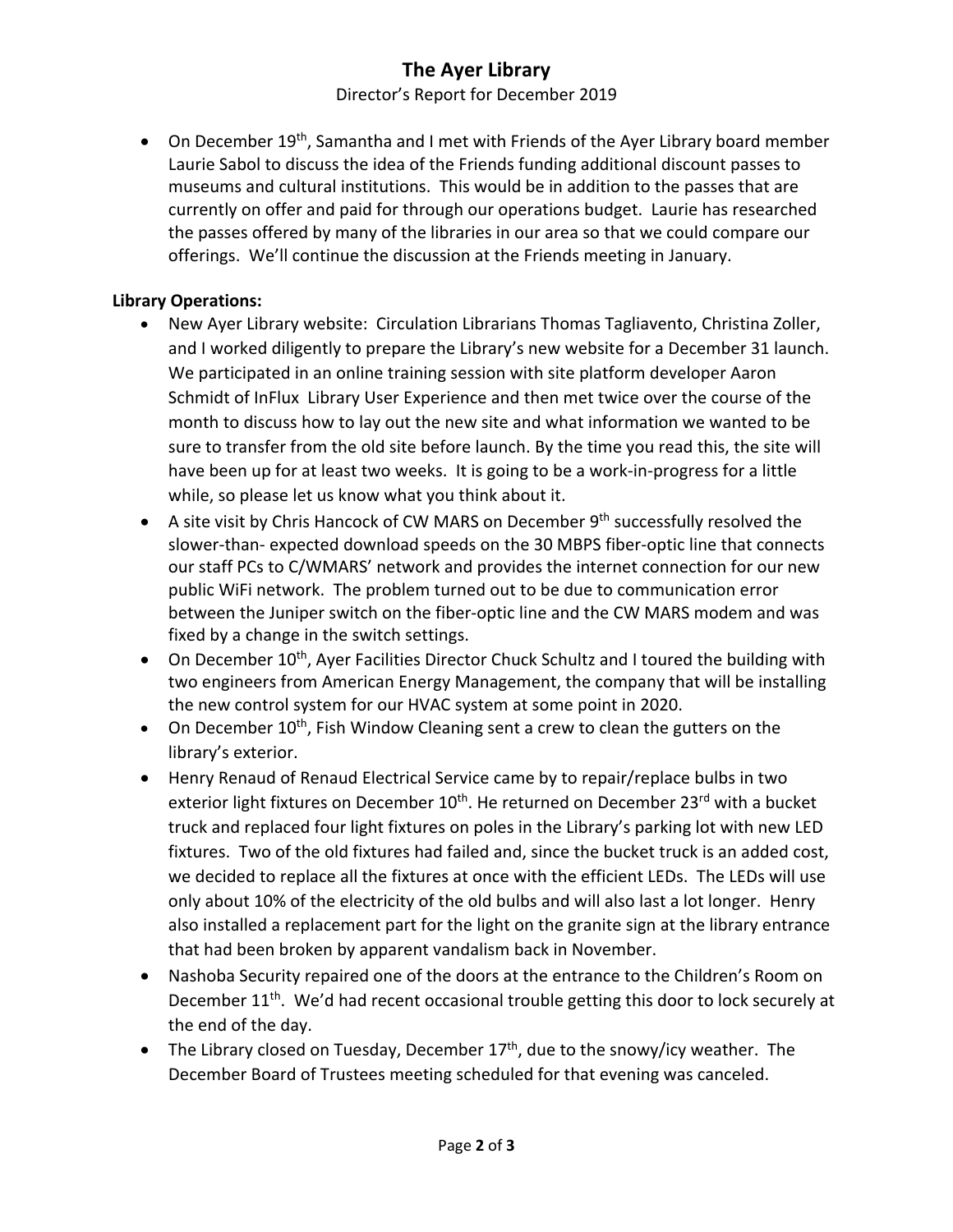- On December 19th, Samantha and I met with Friends of the Ayer Library board member Laurie Sabol to discuss the idea of the Friends funding additional discount passes to museums and cultural institutions. This would be in addition to the passes that are currently on offer and paid for through our operations budget. Laurie has researched the passes offered by many of the libraries in our area so that we could compare our offerings. We'll continue the discussion at the Friends meeting in January.

**Library Operations:**

- New Ayer Library website: Circulation Librarians Thomas Tagliavento, Christina Zoller, and I worked diligently to prepare the Library's new website for a December 31 launch. We participated in an online training session with site platform developer Aaron Schmidt of InFlux Library User Experience and then met twice over the course of the month to discuss how to lay out the new site and what information we wanted to be sure to transfer from the old site before launch. By the time you read this, the site will have been up for at least two weeks. It is going to be a work-in-progress for a little while, so please let us know what you think about it.
- A site visit by Chris Hancock of CW MARS on December 9th successfully resolved the slower-than- expected download speeds on the 30 MBPS fiber-optic line that connects our staff PCs to C/WMARS' network and provides the internet connection for our new public WiFi network. The problem turned out to be due to communication error between the Juniper switch on the fiber-optic line and the CW MARS modem and was fixed by a change in the switch settings.
- On December 10th, Ayer Facilities Director Chuck Schultz and I toured the building with two engineers from American Energy Management, the company that will be installing the new control system for our HVAC system at some point in 2020.
- On December 10th, Fish Window Cleaning sent a crew to clean the gutters on the library's exterior.
- Henry Renaud of Renaud Electrical Service came by to repair/replace bulbs in two exterior light fixtures on December 10th. He returned on December 23rd with a bucket truck and replaced four light fixtures on poles in the Library's parking lot with new LED fixtures. Two of the old fixtures had failed and, since the bucket truck is an added cost, we decided to replace all the fixtures at once with the efficient LEDs. The LEDs will use only about 10% of the electricity of the old bulbs and will also last a lot longer. Henry also installed a replacement part for the light on the granite sign at the library entrance that had been broken by apparent vandalism back in November.
- Nashoba Security repaired one of the doors at the entrance to the Children's Room on December 11th. We'd had recent occasional trouble getting this door to lock securely at the end of the day.
- The Library closed on Tuesday, December 17th, due to the snowy/icy weather. The December Board of Trustees meeting scheduled for that evening was canceled.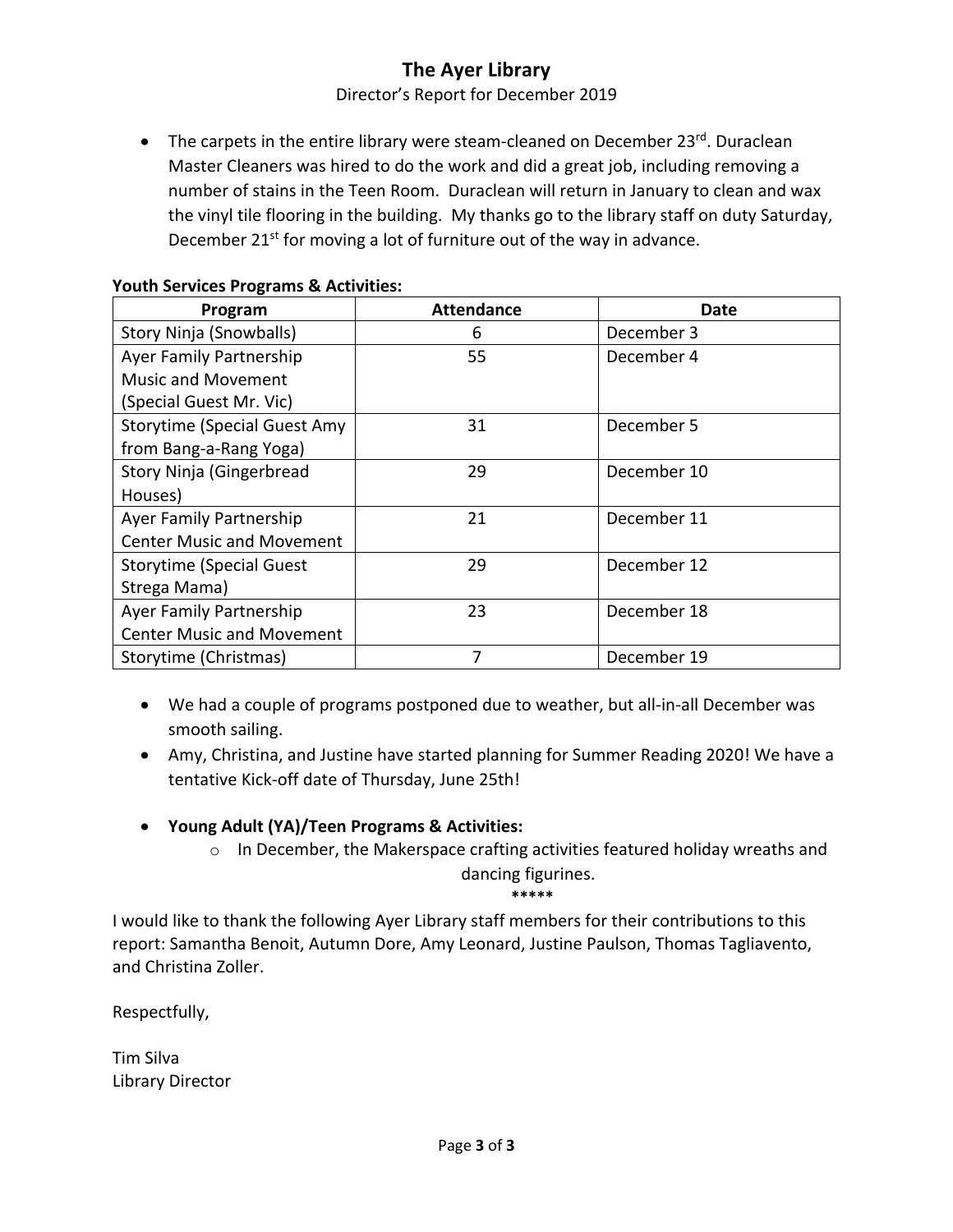# The Ayer Library

Director's Report for December 2019

- The carpets in the entire library were steam-cleaned on December 23rd. Duraclean Master Cleaners was hired to do the work and did a great job, including removing a number of stains in the Teen Room. Duraclean will return in January to clean and wax the vinyl tile flooring in the building. My thanks go to the library staff on duty Saturday, December 21st for moving a lot of furniture out of the way in advance.

**Youth Services Programs & Activities:**

| Program | Attendance | Date |
|---|---|---|
| Story Ninja (Snowballs) | 6 | December 3 |
| Ayer Family Partnership Music and Movement (Special Guest Mr. Vic) | 55 | December 4 |
| Storytime (Special Guest Amy from Bang-a-Rang Yoga) | 31 | December 5 |
| Story Ninja (Gingerbread Houses) | 29 | December 10 |
| Ayer Family Partnership Center Music and Movement | 21 | December 11 |
| Storytime (Special Guest Strega Mama) | 29 | December 12 |
| Ayer Family Partnership Center Music and Movement | 23 | December 18 |
| Storytime (Christmas) | 7 | December 19 |

- We had a couple of programs postponed due to weather, but all-in-all December was smooth sailing.
- Amy, Christina, and Justine have started planning for Summer Reading 2020! We have a tentative Kick-off date of Thursday, June 25th!

- **Young Adult (YA)/Teen Programs & Activities:**
  - In December, the Makerspace crafting activities featured holiday wreaths and dancing figurines.

*****

I would like to thank the following Ayer Library staff members for their contributions to this report: Samantha Benoit, Autumn Dore, Amy Leonard, Justine Paulson, Thomas Tagliavento, and Christina Zoller.

Respectfully,

Tim Silva
Library Director